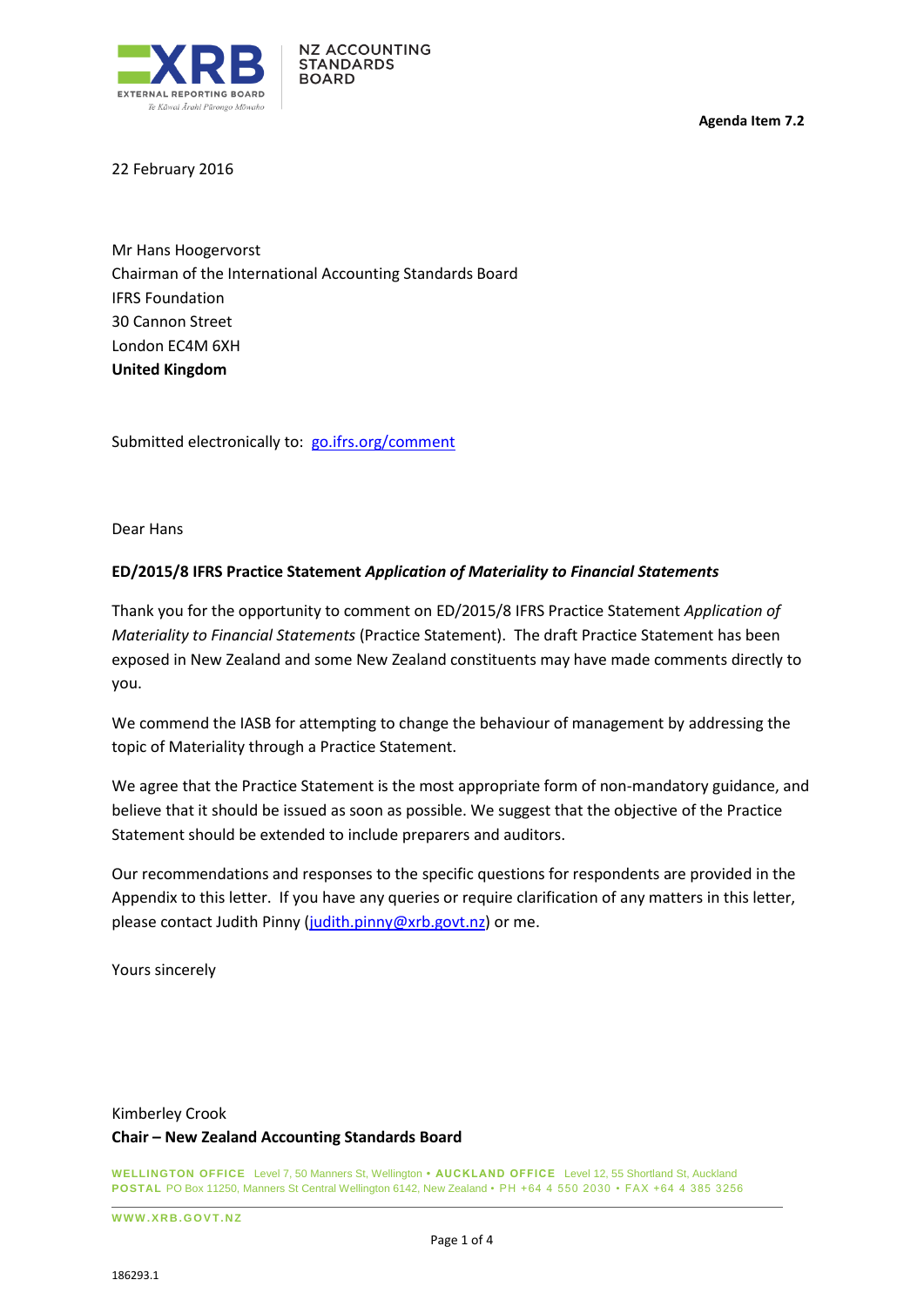NZ ACCOUNTING STANDARDS BOARD

**Agenda Item 7.2**

22 February 2016

Mr Hans Hoogervorst
Chairman of the International Accounting Standards Board
IFRS Foundation
30 Cannon Street
London EC4M 6XH
**United Kingdom**

Submitted electronically to: go.ifrs.org/comment

Dear Hans

**ED/2015/8 IFRS Practice Statement *Application of Materiality to Financial Statements***

Thank you for the opportunity to comment on ED/2015/8 IFRS Practice Statement *Application of Materiality to Financial Statements* (Practice Statement). The draft Practice Statement has been exposed in New Zealand and some New Zealand constituents may have made comments directly to you.

We commend the IASB for attempting to change the behaviour of management by addressing the topic of Materiality through a Practice Statement.

We agree that the Practice Statement is the most appropriate form of non-mandatory guidance, and believe that it should be issued as soon as possible. We suggest that the objective of the Practice Statement should be extended to include preparers and auditors.

Our recommendations and responses to the specific questions for respondents are provided in the Appendix to this letter. If you have any queries or require clarification of any matters in this letter, please contact Judith Pinny (judith.pinny@xrb.govt.nz) or me.

Yours sincerely

Kimberley Crook
**Chair – New Zealand Accounting Standards Board**

**WELLINGTON OFFICE** Level 7, 50 Manners St, Wellington • **AUCKLAND OFFICE** Level 12, 55 Shortland St, Auckland
**POSTAL** PO Box 11250, Manners St Central Wellington 6142, New Zealand • PH +64 4 550 2030 • FAX +64 4 385 3256

**WWW.XRB.GOVT.NZ**

186293.1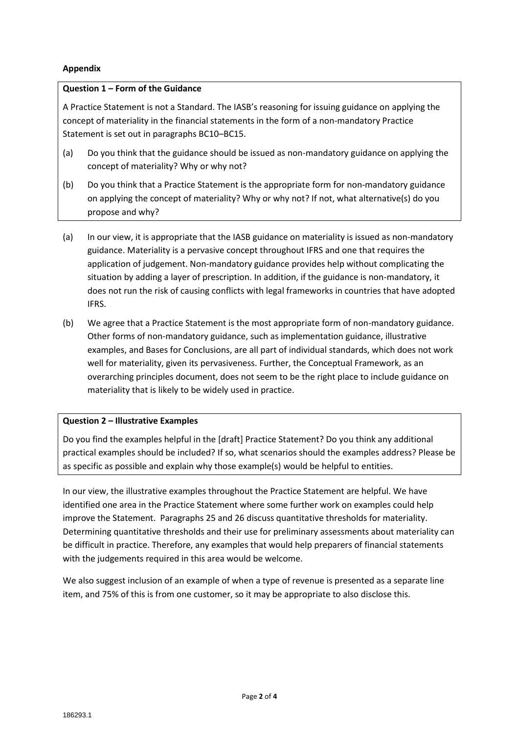**Appendix**

**Question 1 – Form of the Guidance**

A Practice Statement is not a Standard. The IASB's reasoning for issuing guidance on applying the concept of materiality in the financial statements in the form of a non-mandatory Practice Statement is set out in paragraphs BC10–BC15.

(a) Do you think that the guidance should be issued as non-mandatory guidance on applying the concept of materiality? Why or why not?

(b) Do you think that a Practice Statement is the appropriate form for non-mandatory guidance on applying the concept of materiality? Why or why not? If not, what alternative(s) do you propose and why?

(a) In our view, it is appropriate that the IASB guidance on materiality is issued as non-mandatory guidance. Materiality is a pervasive concept throughout IFRS and one that requires the application of judgement. Non-mandatory guidance provides help without complicating the situation by adding a layer of prescription. In addition, if the guidance is non-mandatory, it does not run the risk of causing conflicts with legal frameworks in countries that have adopted IFRS.

(b) We agree that a Practice Statement is the most appropriate form of non-mandatory guidance. Other forms of non-mandatory guidance, such as implementation guidance, illustrative examples, and Bases for Conclusions, are all part of individual standards, which does not work well for materiality, given its pervasiveness. Further, the Conceptual Framework, as an overarching principles document, does not seem to be the right place to include guidance on materiality that is likely to be widely used in practice.

**Question 2 – Illustrative Examples**

Do you find the examples helpful in the [draft] Practice Statement? Do you think any additional practical examples should be included? If so, what scenarios should the examples address? Please be as specific as possible and explain why those example(s) would be helpful to entities.

In our view, the illustrative examples throughout the Practice Statement are helpful. We have identified one area in the Practice Statement where some further work on examples could help improve the Statement. Paragraphs 25 and 26 discuss quantitative thresholds for materiality. Determining quantitative thresholds and their use for preliminary assessments about materiality can be difficult in practice. Therefore, any examples that would help preparers of financial statements with the judgements required in this area would be welcome.

We also suggest inclusion of an example of when a type of revenue is presented as a separate line item, and 75% of this is from one customer, so it may be appropriate to also disclose this.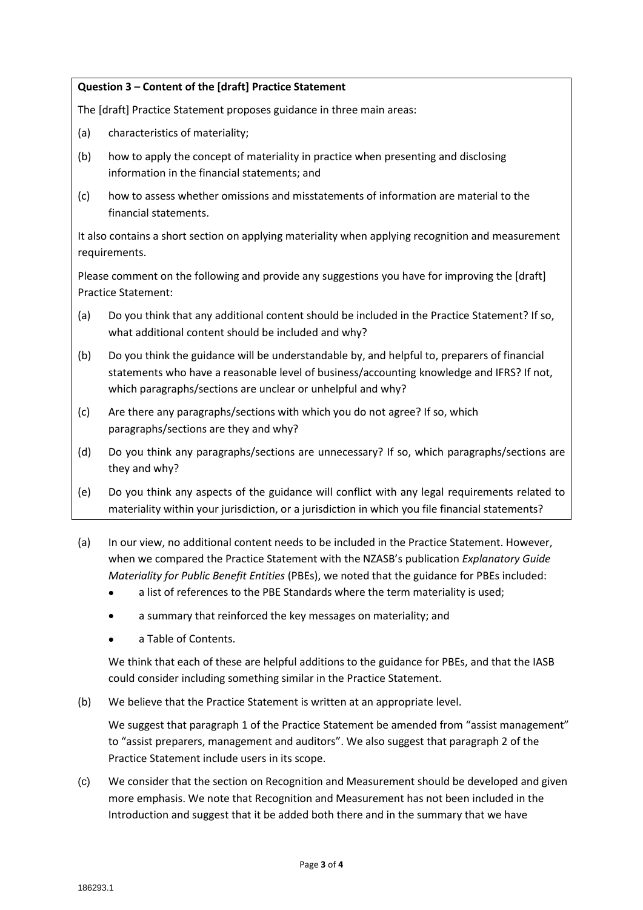**Question 3 – Content of the [draft] Practice Statement**

The [draft] Practice Statement proposes guidance in three main areas:

(a) characteristics of materiality;

(b) how to apply the concept of materiality in practice when presenting and disclosing information in the financial statements; and

(c) how to assess whether omissions and misstatements of information are material to the financial statements.

It also contains a short section on applying materiality when applying recognition and measurement requirements.

Please comment on the following and provide any suggestions you have for improving the [draft] Practice Statement:

(a) Do you think that any additional content should be included in the Practice Statement? If so, what additional content should be included and why?

(b) Do you think the guidance will be understandable by, and helpful to, preparers of financial statements who have a reasonable level of business/accounting knowledge and IFRS? If not, which paragraphs/sections are unclear or unhelpful and why?

(c) Are there any paragraphs/sections with which you do not agree? If so, which paragraphs/sections are they and why?

(d) Do you think any paragraphs/sections are unnecessary? If so, which paragraphs/sections are they and why?

(e) Do you think any aspects of the guidance will conflict with any legal requirements related to materiality within your jurisdiction, or a jurisdiction in which you file financial statements?

(a) In our view, no additional content needs to be included in the Practice Statement. However, when we compared the Practice Statement with the NZASB's publication *Explanatory Guide Materiality for Public Benefit Entities* (PBEs), we noted that the guidance for PBEs included:

- a list of references to the PBE Standards where the term materiality is used;
- a summary that reinforced the key messages on materiality; and
- a Table of Contents.

We think that each of these are helpful additions to the guidance for PBEs, and that the IASB could consider including something similar in the Practice Statement.

(b) We believe that the Practice Statement is written at an appropriate level.

We suggest that paragraph 1 of the Practice Statement be amended from "assist management" to "assist preparers, management and auditors". We also suggest that paragraph 2 of the Practice Statement include users in its scope.

(c) We consider that the section on Recognition and Measurement should be developed and given more emphasis. We note that Recognition and Measurement has not been included in the Introduction and suggest that it be added both there and in the summary that we have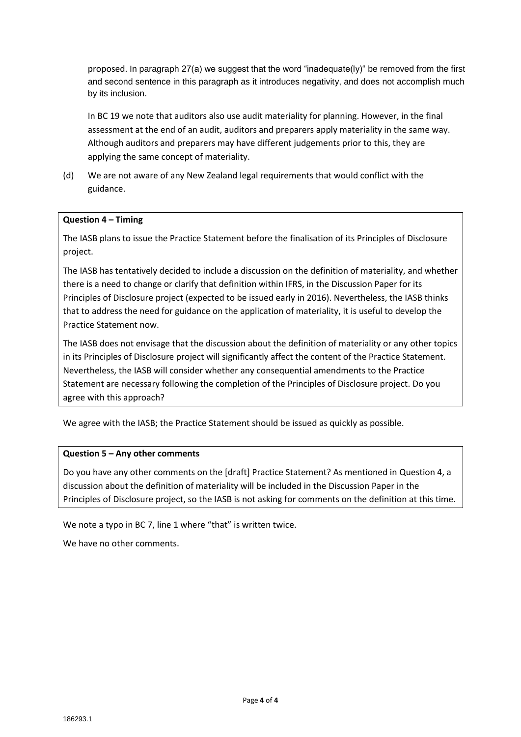proposed. In paragraph 27(a) we suggest that the word "inadequate(ly)" be removed from the first and second sentence in this paragraph as it introduces negativity, and does not accomplish much by its inclusion.

In BC 19 we note that auditors also use audit materiality for planning. However, in the final assessment at the end of an audit, auditors and preparers apply materiality in the same way. Although auditors and preparers may have different judgements prior to this, they are applying the same concept of materiality.

(d) We are not aware of any New Zealand legal requirements that would conflict with the guidance.

**Question 4 – Timing**

The IASB plans to issue the Practice Statement before the finalisation of its Principles of Disclosure project.

The IASB has tentatively decided to include a discussion on the definition of materiality, and whether there is a need to change or clarify that definition within IFRS, in the Discussion Paper for its Principles of Disclosure project (expected to be issued early in 2016). Nevertheless, the IASB thinks that to address the need for guidance on the application of materiality, it is useful to develop the Practice Statement now.

The IASB does not envisage that the discussion about the definition of materiality or any other topics in its Principles of Disclosure project will significantly affect the content of the Practice Statement. Nevertheless, the IASB will consider whether any consequential amendments to the Practice Statement are necessary following the completion of the Principles of Disclosure project. Do you agree with this approach?

We agree with the IASB; the Practice Statement should be issued as quickly as possible.

**Question 5 – Any other comments**

Do you have any other comments on the [draft] Practice Statement? As mentioned in Question 4, a discussion about the definition of materiality will be included in the Discussion Paper in the Principles of Disclosure project, so the IASB is not asking for comments on the definition at this time.

We note a typo in BC 7, line 1 where "that" is written twice.

We have no other comments.

186293.1